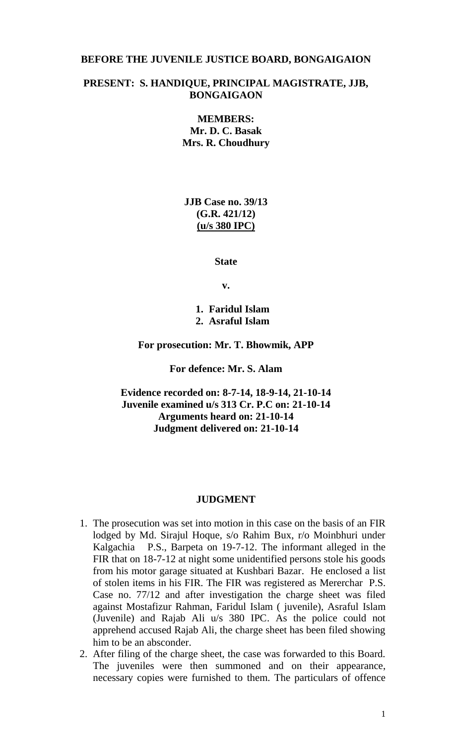**BEFORE THE JUVENILE JUSTICE BOARD, BONGAIGAION**

**PRESENT: S. HANDIQUE, PRINCIPAL MAGISTRATE, JJB, BONGAIGAON**

**MEMBERS:**
**Mr. D. C. Basak**
**Mrs. R. Choudhury**

**JJB Case no. 39/13**
**(G.R. 421/12)**
**(u/s 380 IPC)**

**State**

**v.**

1. **Faridul Islam**
2. **Asraful Islam**

**For prosecution: Mr. T. Bhowmik, APP**

**For defence: Mr. S. Alam**

**Evidence recorded on: 8-7-14, 18-9-14, 21-10-14**
**Juvenile examined u/s 313 Cr. P.C on: 21-10-14**
**Arguments heard on: 21-10-14**
**Judgment delivered on: 21-10-14**

## JUDGMENT

1. The prosecution was set into motion in this case on the basis of an FIR lodged by Md. Sirajul Hoque, s/o Rahim Bux, r/o Moinbhuri under Kalgachia P.S., Barpeta on 19-7-12. The informant alleged in the FIR that on 18-7-12 at night some unidentified persons stole his goods from his motor garage situated at Kushbari Bazar. He enclosed a list of stolen items in his FIR. The FIR was registered as Mererchar P.S. Case no. 77/12 and after investigation the charge sheet was filed against Mostafizur Rahman, Faridul Islam ( juvenile), Asraful Islam (Juvenile) and Rajab Ali u/s 380 IPC. As the police could not apprehend accused Rajab Ali, the charge sheet has been filed showing him to be an absconder.
2. After filing of the charge sheet, the case was forwarded to this Board. The juveniles were then summoned and on their appearance, necessary copies were furnished to them. The particulars of offence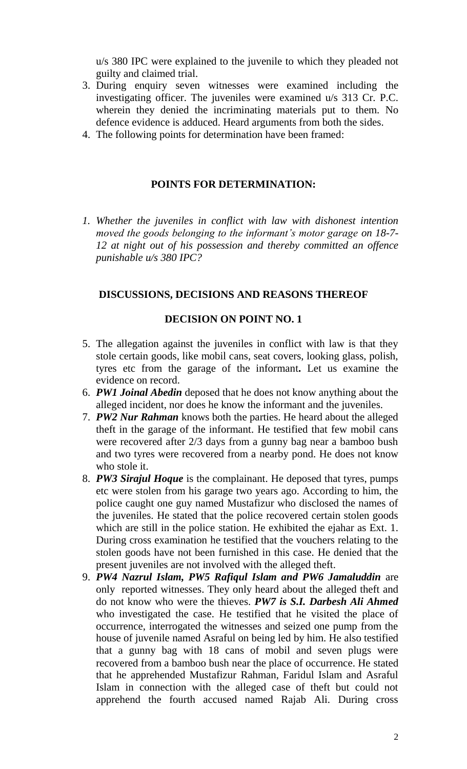u/s 380 IPC were explained to the juvenile to which they pleaded not guilty and claimed trial.

3. During enquiry seven witnesses were examined including the investigating officer. The juveniles were examined u/s 313 Cr. P.C. wherein they denied the incriminating materials put to them. No defence evidence is adduced. Heard arguments from both the sides.
4. The following points for determination have been framed:

**POINTS FOR DETERMINATION:**

*1. Whether the juveniles in conflict with law with dishonest intention moved the goods belonging to the informant's motor garage on 18-7-12 at night out of his possession and thereby committed an offence punishable u/s 380 IPC?*

**DISCUSSIONS, DECISIONS AND REASONS THEREOF**

**DECISION ON POINT NO. 1**

5. The allegation against the juveniles in conflict with law is that they stole certain goods, like mobil cans, seat covers, looking glass, polish, tyres etc from the garage of the informant**.** Let us examine the evidence on record.
6. ***PW1 Joinal Abedin*** deposed that he does not know anything about the alleged incident, nor does he know the informant and the juveniles.
7. ***PW2 Nur Rahman*** knows both the parties. He heard about the alleged theft in the garage of the informant. He testified that few mobil cans were recovered after 2/3 days from a gunny bag near a bamboo bush and two tyres were recovered from a nearby pond. He does not know who stole it.
8. ***PW3 Sirajul Hoque*** is the complainant. He deposed that tyres, pumps etc were stolen from his garage two years ago. According to him, the police caught one guy named Mustafizur who disclosed the names of the juveniles. He stated that the police recovered certain stolen goods which are still in the police station. He exhibited the ejahar as Ext. 1. During cross examination he testified that the vouchers relating to the stolen goods have not been furnished in this case. He denied that the present juveniles are not involved with the alleged theft.
9. ***PW4 Nazrul Islam, PW5 Rafiqul Islam and PW6 Jamaluddin*** are only reported witnesses. They only heard about the alleged theft and do not know who were the thieves. ***PW7 is S.I. Darbesh Ali Ahmed*** who investigated the case. He testified that he visited the place of occurrence, interrogated the witnesses and seized one pump from the house of juvenile named Asraful on being led by him. He also testified that a gunny bag with 18 cans of mobil and seven plugs were recovered from a bamboo bush near the place of occurrence. He stated that he apprehended Mustafizur Rahman, Faridul Islam and Asraful Islam in connection with the alleged case of theft but could not apprehend the fourth accused named Rajab Ali. During cross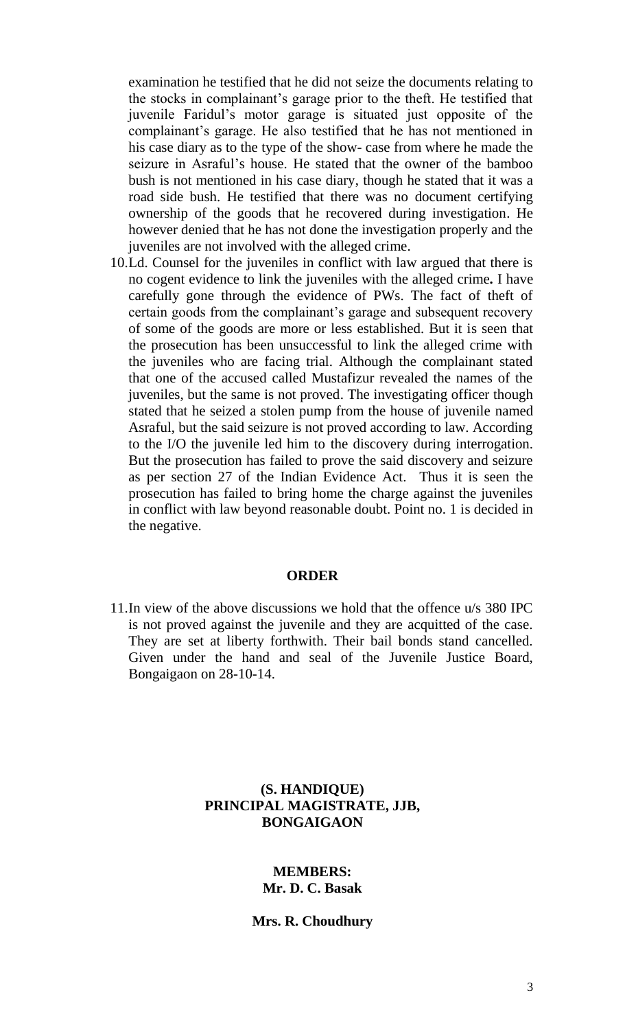examination he testified that he did not seize the documents relating to the stocks in complainant's garage prior to the theft. He testified that juvenile Faridul's motor garage is situated just opposite of the complainant's garage. He also testified that he has not mentioned in his case diary as to the type of the show- case from where he made the seizure in Asraful's house. He stated that the owner of the bamboo bush is not mentioned in his case diary, though he stated that it was a road side bush. He testified that there was no document certifying ownership of the goods that he recovered during investigation. He however denied that he has not done the investigation properly and the juveniles are not involved with the alleged crime.

10. Ld. Counsel for the juveniles in conflict with law argued that there is no cogent evidence to link the juveniles with the alleged crime**.** I have carefully gone through the evidence of PWs. The fact of theft of certain goods from the complainant's garage and subsequent recovery of some of the goods are more or less established. But it is seen that the prosecution has been unsuccessful to link the alleged crime with the juveniles who are facing trial. Although the complainant stated that one of the accused called Mustafizur revealed the names of the juveniles, but the same is not proved. The investigating officer though stated that he seized a stolen pump from the house of juvenile named Asraful, but the said seizure is not proved according to law. According to the I/O the juvenile led him to the discovery during interrogation. But the prosecution has failed to prove the said discovery and seizure as per section 27 of the Indian Evidence Act. Thus it is seen the prosecution has failed to bring home the charge against the juveniles in conflict with law beyond reasonable doubt. Point no. 1 is decided in the negative.

## ORDER

11. In view of the above discussions we hold that the offence u/s 380 IPC is not proved against the juvenile and they are acquitted of the case. They are set at liberty forthwith. Their bail bonds stand cancelled. Given under the hand and seal of the Juvenile Justice Board, Bongaigaon on 28-10-14.

**(S. HANDIQUE)**
**PRINCIPAL MAGISTRATE, JJB,**
**BONGAIGAON**

**MEMBERS:**
**Mr. D. C. Basak**

**Mrs. R. Choudhury**